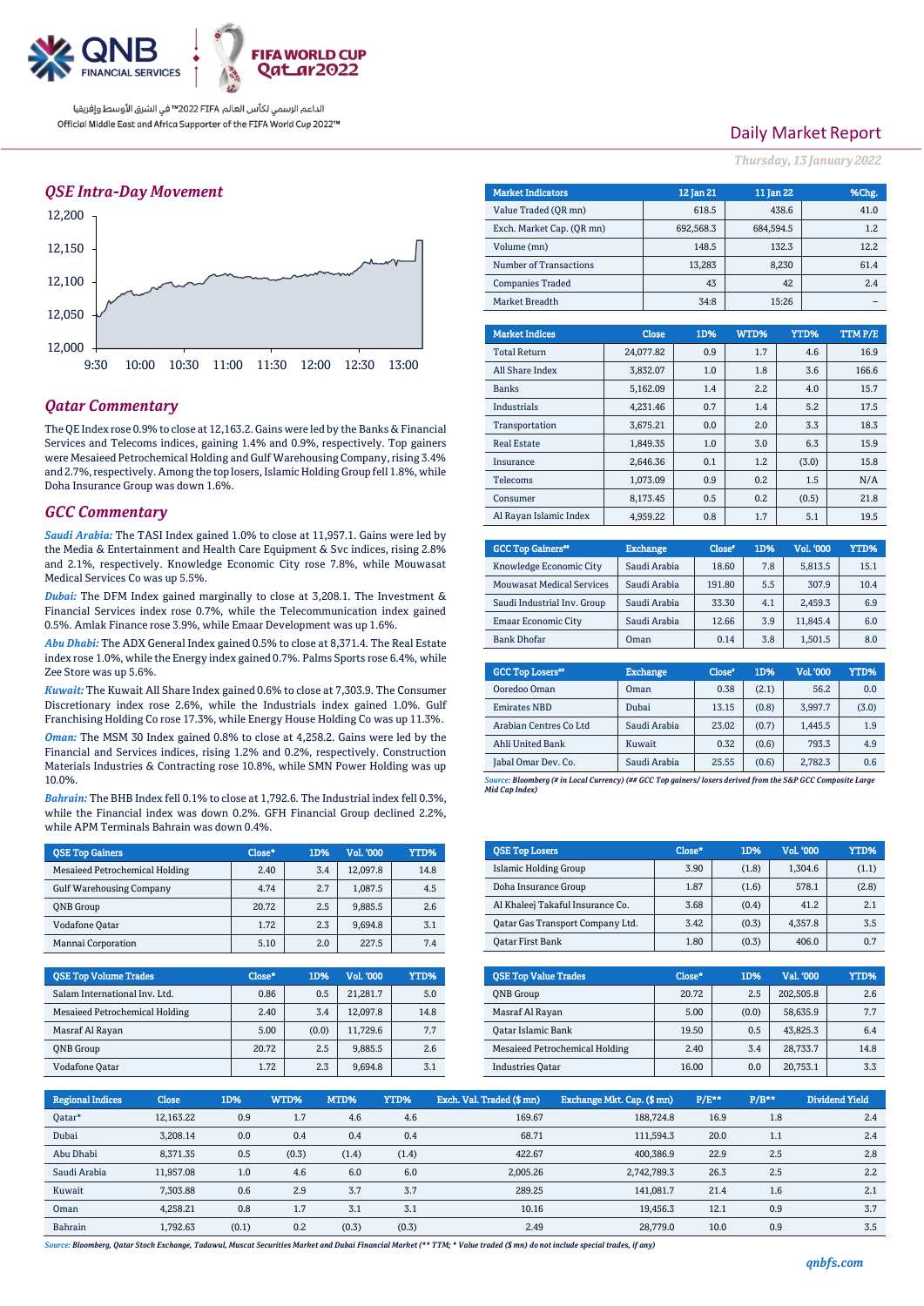الداعم الرسمي لكأس العالم FIFA 2022™ في الشرق الأوسط وإفريقيا

Official Middle East and Africa Supporter of the FIFA World Cup 2022™

# Daily Market Report

*Thursday, 13 January 2022*

## QSE Intra-Day Movement

## Qatar Commentary

The QE Index rose 0.9% to close at 12,163.2. Gains were led by the Banks & Financial Services and Telecoms indices, gaining 1.4% and 0.9%, respectively. Top gainers were Mesaieed Petrochemical Holding and Gulf Warehousing Company, rising 3.4% and 2.7%, respectively. Among the top losers, Islamic Holding Group fell 1.8%, while Doha Insurance Group was down 1.6%.

## GCC Commentary

*Saudi Arabia:* The TASI Index gained 1.0% to close at 11,957.1. Gains were led by the Media & Entertainment and Health Care Equipment & Svc indices, rising 2.8% and 2.1%, respectively. Knowledge Economic City rose 7.8%, while Mouwasat Medical Services Co was up 5.5%.

*Dubai:* The DFM Index gained marginally to close at 3,208.1. The Investment & Financial Services index rose 0.7%, while the Telecommunication index gained 0.5%. Amlak Finance rose 3.9%, while Emaar Development was up 1.6%.

*Abu Dhabi:* The ADX General Index gained 0.5% to close at 8,371.4. The Real Estate index rose 1.0%, while the Energy index gained 0.7%. Palms Sports rose 6.4%, while Zee Store was up 5.6%.

*Kuwait:* The Kuwait All Share Index gained 0.6% to close at 7,303.9. The Consumer Discretionary index rose 2.6%, while the Industrials index gained 1.0%. Gulf Franchising Holding Co rose 17.3%, while Energy House Holding Co was up 11.3%.

*Oman:* The MSM 30 Index gained 0.8% to close at 4,258.2. Gains were led by the Financial and Services indices, rising 1.2% and 0.2%, respectively. Construction Materials Industries & Contracting rose 10.8%, while SMN Power Holding was up 10.0%.

*Bahrain:* The BHB Index fell 0.1% to close at 1,792.6. The Industrial index fell 0.3%, while the Financial index was down 0.2%. GFH Financial Group declined 2.2%, while APM Terminals Bahrain was down 0.4%.

| Market Indicators | 12 Jan 21 | 11 Jan 22 | %Chg. |
|---|---|---|---|
| Value Traded (QR mn) | 618.5 | 438.6 | 41.0 |
| Exch. Market Cap. (QR mn) | 692,568.3 | 684,594.5 | 1.2 |
| Volume (mn) | 148.5 | 132.3 | 12.2 |
| Number of Transactions | 13,283 | 8,230 | 61.4 |
| Companies Traded | 43 | 42 | 2.4 |
| Market Breadth | 34:8 | 15:26 | – |

| Market Indices | Close | 1D% | WTD% | YTD% | TTM P/E |
|---|---|---|---|---|---|
| Total Return | 24,077.82 | 0.9 | 1.7 | 4.6 | 16.9 |
| All Share Index | 3,832.07 | 1.0 | 1.8 | 3.6 | 166.6 |
| Banks | 5,162.09 | 1.4 | 2.2 | 4.0 | 15.7 |
| Industrials | 4,231.46 | 0.7 | 1.4 | 5.2 | 17.5 |
| Transportation | 3,675.21 | 0.0 | 2.0 | 3.3 | 18.3 |
| Real Estate | 1,849.35 | 1.0 | 3.0 | 6.3 | 15.9 |
| Insurance | 2,646.36 | 0.1 | 1.2 | (3.0) | 15.8 |
| Telecoms | 1,073.09 | 0.9 | 0.2 | 1.5 | N/A |
| Consumer | 8,173.45 | 0.5 | 0.2 | (0.5) | 21.8 |
| Al Rayan Islamic Index | 4,959.22 | 0.8 | 1.7 | 5.1 | 19.5 |

| GCC Top Gainers## | Exchange | Close# | 1D% | Vol. '000 | YTD% |
|---|---|---|---|---|---|
| Knowledge Economic City | Saudi Arabia | 18.60 | 7.8 | 5,813.5 | 15.1 |
| Mouwasat Medical Services | Saudi Arabia | 191.80 | 5.5 | 307.9 | 10.4 |
| Saudi Industrial Inv. Group | Saudi Arabia | 33.30 | 4.1 | 2,459.3 | 6.9 |
| Emaar Economic City | Saudi Arabia | 12.66 | 3.9 | 11,845.4 | 6.0 |
| Bank Dhofar | Oman | 0.14 | 3.8 | 1,501.5 | 8.0 |

| GCC Top Losers## | Exchange | Close# | 1D% | Vol. '000 | YTD% |
|---|---|---|---|---|---|
| Ooredoo Oman | Oman | 0.38 | (2.1) | 56.2 | 0.0 |
| Emirates NBD | Dubai | 13.15 | (0.8) | 3,997.7 | (3.0) |
| Arabian Centres Co Ltd | Saudi Arabia | 23.02 | (0.7) | 1,445.5 | 1.9 |
| Ahli United Bank | Kuwait | 0.32 | (0.6) | 793.3 | 4.9 |
| Jabal Omar Dev. Co. | Saudi Arabia | 25.55 | (0.6) | 2,782.3 | 0.6 |

*Source: Bloomberg (# in Local Currency) (## GCC Top gainers/ losers derived from the S&P GCC Composite Large Mid Cap Index)*

| QSE Top Gainers | Close* | 1D% | Vol. '000 | YTD% |
|---|---|---|---|---|
| Mesaieed Petrochemical Holding | 2.40 | 3.4 | 12,097.8 | 14.8 |
| Gulf Warehousing Company | 4.74 | 2.7 | 1,087.5 | 4.5 |
| QNB Group | 20.72 | 2.5 | 9,885.5 | 2.6 |
| Vodafone Qatar | 1.72 | 2.3 | 9,694.8 | 3.1 |
| Mannai Corporation | 5.10 | 2.0 | 227.5 | 7.4 |

| QSE Top Losers | Close* | 1D% | Vol. '000 | YTD% |
|---|---|---|---|---|
| Islamic Holding Group | 3.90 | (1.8) | 1,304.6 | (1.1) |
| Doha Insurance Group | 1.87 | (1.6) | 578.1 | (2.8) |
| Al Khaleej Takaful Insurance Co. | 3.68 | (0.4) | 41.2 | 2.1 |
| Qatar Gas Transport Company Ltd. | 3.42 | (0.3) | 4,357.8 | 3.5 |
| Qatar First Bank | 1.80 | (0.3) | 406.0 | 0.7 |

| QSE Top Volume Trades | Close* | 1D% | Vol. '000 | YTD% |
|---|---|---|---|---|
| Salam International Inv. Ltd. | 0.86 | 0.5 | 21,281.7 | 5.0 |
| Mesaieed Petrochemical Holding | 2.40 | 3.4 | 12,097.8 | 14.8 |
| Masraf Al Rayan | 5.00 | (0.0) | 11,729.6 | 7.7 |
| QNB Group | 20.72 | 2.5 | 9,885.5 | 2.6 |
| Vodafone Qatar | 1.72 | 2.3 | 9,694.8 | 3.1 |

| QSE Top Value Trades | Close* | 1D% | Val. '000 | YTD% |
|---|---|---|---|---|
| QNB Group | 20.72 | 2.5 | 202,505.8 | 2.6 |
| Masraf Al Rayan | 5.00 | (0.0) | 58,635.9 | 7.7 |
| Qatar Islamic Bank | 19.50 | 0.5 | 43,825.3 | 6.4 |
| Mesaieed Petrochemical Holding | 2.40 | 3.4 | 28,733.7 | 14.8 |
| Industries Qatar | 16.00 | 0.0 | 20,753.1 | 3.3 |

| Regional Indices | Close | 1D% | WTD% | MTD% | YTD% | Exch. Val. Traded ($ mn) | Exchange Mkt. Cap. ($ mn) | P/E** | P/B** | Dividend Yield |
|---|---|---|---|---|---|---|---|---|---|---|
| Qatar* | 12,163.22 | 0.9 | 1.7 | 4.6 | 4.6 | 169.67 | 188,724.8 | 16.9 | 1.8 | 2.4 |
| Dubai | 3,208.14 | 0.0 | 0.4 | 0.4 | 0.4 | 68.71 | 111,594.3 | 20.0 | 1.1 | 2.4 |
| Abu Dhabi | 8,371.35 | 0.5 | (0.3) | (1.4) | (1.4) | 422.67 | 400,386.9 | 22.9 | 2.5 | 2.8 |
| Saudi Arabia | 11,957.08 | 1.0 | 4.6 | 6.0 | 6.0 | 2,005.26 | 2,742,789.3 | 26.3 | 2.5 | 2.2 |
| Kuwait | 7,303.88 | 0.6 | 2.9 | 3.7 | 3.7 | 289.25 | 141,081.7 | 21.4 | 1.6 | 2.1 |
| Oman | 4,258.21 | 0.8 | 1.7 | 3.1 | 3.1 | 10.16 | 19,456.3 | 12.1 | 0.9 | 3.7 |
| Bahrain | 1,792.63 | (0.1) | 0.2 | (0.3) | (0.3) | 2.49 | 28,779.0 | 10.0 | 0.9 | 3.5 |

*Source: Bloomberg, Qatar Stock Exchange, Tadawul, Muscat Securities Market and Dubai Financial Market (** TTM; * Value traded ($ mn) do not include special trades, if any)*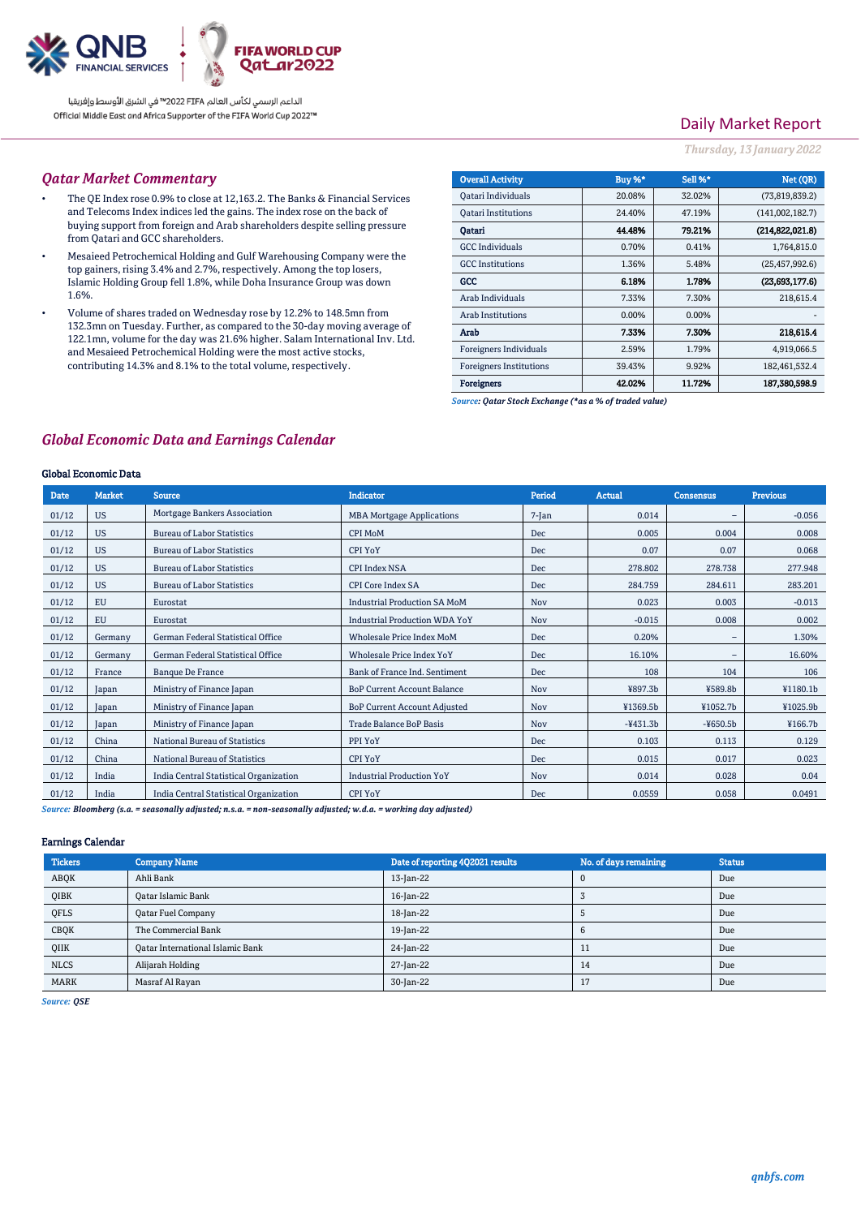# Daily Market Report

*Thursday, 13 January 2022*

## Qatar Market Commentary

- The QE Index rose 0.9% to close at 12,163.2. The Banks & Financial Services and Telecoms Index indices led the gains. The index rose on the back of buying support from foreign and Arab shareholders despite selling pressure from Qatari and GCC shareholders.
- Mesaieed Petrochemical Holding and Gulf Warehousing Company were the top gainers, rising 3.4% and 2.7%, respectively. Among the top losers, Islamic Holding Group fell 1.8%, while Doha Insurance Group was down 1.6%.
- Volume of shares traded on Wednesday rose by 12.2% to 148.5mn from 132.3mn on Tuesday. Further, as compared to the 30-day moving average of 122.1mn, volume for the day was 21.6% higher. Salam International Inv. Ltd. and Mesaieed Petrochemical Holding were the most active stocks, contributing 14.3% and 8.1% to the total volume, respectively.

| Overall Activity | Buy %* | Sell %* | Net (QR) |
|---|---|---|---|
| Qatari Individuals | 20.08% | 32.02% | (73,819,839.2) |
| Qatari Institutions | 24.40% | 47.19% | (141,002,182.7) |
| **Qatari** | **44.48%** | **79.21%** | **(214,822,021.8)** |
| GCC Individuals | 0.70% | 0.41% | 1,764,815.0 |
| GCC Institutions | 1.36% | 5.48% | (25,457,992.6) |
| **GCC** | **6.18%** | **1.78%** | **(23,693,177.6)** |
| Arab Individuals | 7.33% | 7.30% | 218,615.4 |
| Arab Institutions | 0.00% | 0.00% | - |
| **Arab** | **7.33%** | **7.30%** | **218,615.4** |
| Foreigners Individuals | 2.59% | 1.79% | 4,919,066.5 |
| Foreigners Institutions | 39.43% | 9.92% | 182,461,532.4 |
| **Foreigners** | **42.02%** | **11.72%** | **187,380,598.9** |

*Source: Qatar Stock Exchange (\*as a % of traded value)*

## Global Economic Data and Earnings Calendar

### Global Economic Data

| Date | Market | Source | Indicator | Period | Actual | Consensus | Previous |
|---|---|---|---|---|---|---|---|
| 01/12 | US | Mortgage Bankers Association | MBA Mortgage Applications | 7-Jan | 0.014 | – | -0.056 |
| 01/12 | US | Bureau of Labor Statistics | CPI MoM | Dec | 0.005 | 0.004 | 0.008 |
| 01/12 | US | Bureau of Labor Statistics | CPI YoY | Dec | 0.07 | 0.07 | 0.068 |
| 01/12 | US | Bureau of Labor Statistics | CPI Index NSA | Dec | 278.802 | 278.738 | 277.948 |
| 01/12 | US | Bureau of Labor Statistics | CPI Core Index SA | Dec | 284.759 | 284.611 | 283.201 |
| 01/12 | EU | Eurostat | Industrial Production SA MoM | Nov | 0.023 | 0.003 | -0.013 |
| 01/12 | EU | Eurostat | Industrial Production WDA YoY | Nov | -0.015 | 0.008 | 0.002 |
| 01/12 | Germany | German Federal Statistical Office | Wholesale Price Index MoM | Dec | 0.20% | – | 1.30% |
| 01/12 | Germany | German Federal Statistical Office | Wholesale Price Index YoY | Dec | 16.10% | – | 16.60% |
| 01/12 | France | Banque De France | Bank of France Ind. Sentiment | Dec | 108 | 104 | 106 |
| 01/12 | Japan | Ministry of Finance Japan | BoP Current Account Balance | Nov | ¥897.3b | ¥589.8b | ¥1180.1b |
| 01/12 | Japan | Ministry of Finance Japan | BoP Current Account Adjusted | Nov | ¥1369.5b | ¥1052.7b | ¥1025.9b |
| 01/12 | Japan | Ministry of Finance Japan | Trade Balance BoP Basis | Nov | -¥431.3b | -¥650.5b | ¥166.7b |
| 01/12 | China | National Bureau of Statistics | PPI YoY | Dec | 0.103 | 0.113 | 0.129 |
| 01/12 | China | National Bureau of Statistics | CPI YoY | Dec | 0.015 | 0.017 | 0.023 |
| 01/12 | India | India Central Statistical Organization | Industrial Production YoY | Nov | 0.014 | 0.028 | 0.04 |
| 01/12 | India | India Central Statistical Organization | CPI YoY | Dec | 0.0559 | 0.058 | 0.0491 |

*Source: Bloomberg (s.a. = seasonally adjusted; n.s.a. = non-seasonally adjusted; w.d.a. = working day adjusted)*

### Earnings Calendar

| Tickers | Company Name | Date of reporting 4Q2021 results | No. of days remaining | Status |
|---|---|---|---|---|
| ABQK | Ahli Bank | 13-Jan-22 | 0 | Due |
| QIBK | Qatar Islamic Bank | 16-Jan-22 | 3 | Due |
| QFLS | Qatar Fuel Company | 18-Jan-22 | 5 | Due |
| CBQK | The Commercial Bank | 19-Jan-22 | 6 | Due |
| QIIK | Qatar International Islamic Bank | 24-Jan-22 | 11 | Due |
| NLCS | Alijarah Holding | 27-Jan-22 | 14 | Due |
| MARK | Masraf Al Rayan | 30-Jan-22 | 17 | Due |

*Source: QSE*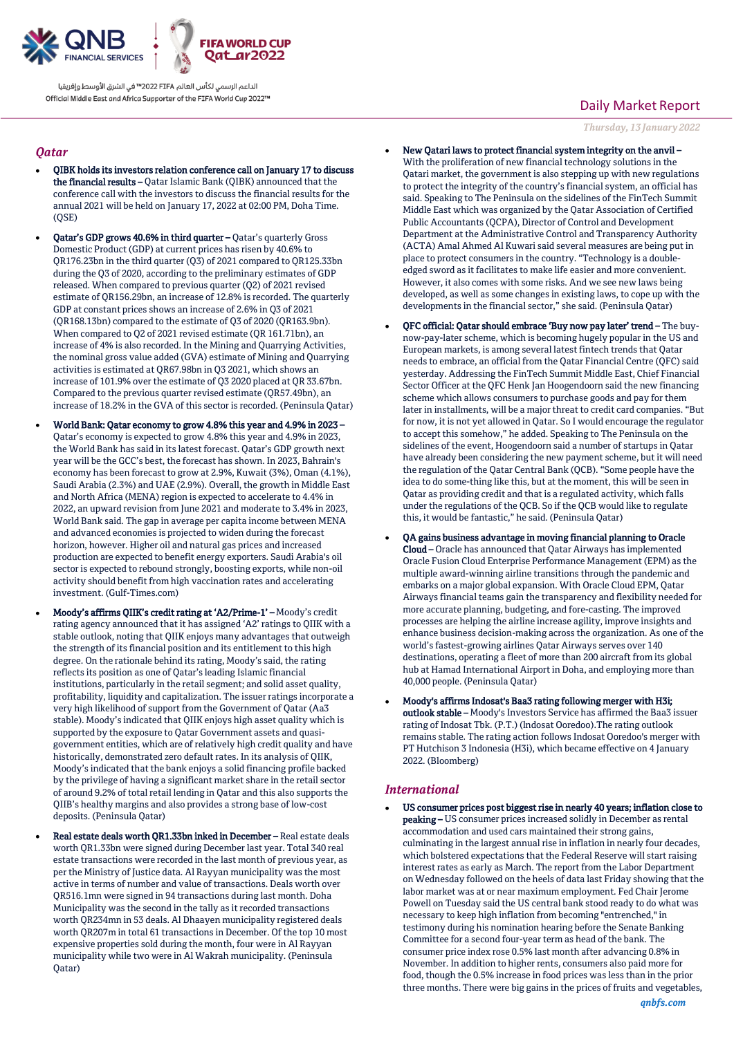Daily Market Report

*Thursday, 13 January 2022*

## *Qatar*

- **QIBK holds its investors relation conference call on January 17 to discuss the financial results –** Qatar Islamic Bank (QIBK) announced that the conference call with the investors to discuss the financial results for the annual 2021 will be held on January 17, 2022 at 02:00 PM, Doha Time. (QSE)
- **Qatar's GDP grows 40.6% in third quarter –** Qatar's quarterly Gross Domestic Product (GDP) at current prices has risen by 40.6% to QR176.23bn in the third quarter (Q3) of 2021 compared to QR125.33bn during the Q3 of 2020, according to the preliminary estimates of GDP released. When compared to previous quarter (Q2) of 2021 revised estimate of QR156.29bn, an increase of 12.8% is recorded. The quarterly GDP at constant prices shows an increase of 2.6% in Q3 of 2021 (QR168.13bn) compared to the estimate of Q3 of 2020 (QR163.9bn). When compared to Q2 of 2021 revised estimate (QR 161.71bn), an increase of 4% is also recorded. In the Mining and Quarrying Activities, the nominal gross value added (GVA) estimate of Mining and Quarrying activities is estimated at QR67.98bn in Q3 2021, which shows an increase of 101.9% over the estimate of Q3 2020 placed at QR 33.67bn. Compared to the previous quarter revised estimate (QR57.49bn), an increase of 18.2% in the GVA of this sector is recorded. (Peninsula Qatar)
- **World Bank: Qatar economy to grow 4.8% this year and 4.9% in 2023 –** Qatar's economy is expected to grow 4.8% this year and 4.9% in 2023, the World Bank has said in its latest forecast. Qatar's GDP growth next year will be the GCC's best, the forecast has shown. In 2023, Bahrain's economy has been forecast to grow at 2.9%, Kuwait (3%), Oman (4.1%), Saudi Arabia (2.3%) and UAE (2.9%). Overall, the growth in Middle East and North Africa (MENA) region is expected to accelerate to 4.4% in 2022, an upward revision from June 2021 and moderate to 3.4% in 2023, World Bank said. The gap in average per capita income between MENA and advanced economies is projected to widen during the forecast horizon, however. Higher oil and natural gas prices and increased production are expected to benefit energy exporters. Saudi Arabia's oil sector is expected to rebound strongly, boosting exports, while non-oil activity should benefit from high vaccination rates and accelerating investment. (Gulf-Times.com)
- **Moody's affirms QIIK's credit rating at 'A2/Prime-1' –** Moody's credit rating agency announced that it has assigned 'A2' ratings to QIIK with a stable outlook, noting that QIIK enjoys many advantages that outweigh the strength of its financial position and its entitlement to this high degree. On the rationale behind its rating, Moody's said, the rating reflects its position as one of Qatar's leading Islamic financial institutions, particularly in the retail segment; and solid asset quality, profitability, liquidity and capitalization. The issuer ratings incorporate a very high likelihood of support from the Government of Qatar (Aa3 stable). Moody's indicated that QIIK enjoys high asset quality which is supported by the exposure to Qatar Government assets and quasi-government entities, which are of relatively high credit quality and have historically, demonstrated zero default rates. In its analysis of QIIK, Moody's indicated that the bank enjoys a solid financing profile backed by the privilege of having a significant market share in the retail sector of around 9.2% of total retail lending in Qatar and this also supports the QIIB's healthy margins and also provides a strong base of low-cost deposits. (Peninsula Qatar)
- **Real estate deals worth QR1.33bn inked in December –** Real estate deals worth QR1.33bn were signed during December last year. Total 340 real estate transactions were recorded in the last month of previous year, as per the Ministry of Justice data. Al Rayyan municipality was the most active in terms of number and value of transactions. Deals worth over QR516.1mn were signed in 94 transactions during last month. Doha Municipality was the second in the tally as it recorded transactions worth QR234mn in 53 deals. Al Dhaayen municipality registered deals worth QR207m in total 61 transactions in December. Of the top 10 most expensive properties sold during the month, four were in Al Rayyan municipality while two were in Al Wakrah municipality. (Peninsula Qatar)
- **New Qatari laws to protect financial system integrity on the anvil –** With the proliferation of new financial technology solutions in the Qatari market, the government is also stepping up with new regulations to protect the integrity of the country's financial system, an official has said. Speaking to The Peninsula on the sidelines of the FinTech Summit Middle East which was organized by the Qatar Association of Certified Public Accountants (QCPA), Director of Control and Development Department at the Administrative Control and Transparency Authority (ACTA) Amal Ahmed Al Kuwari said several measures are being put in place to protect consumers in the country. "Technology is a double-edged sword as it facilitates to make life easier and more convenient. However, it also comes with some risks. And we see new laws being developed, as well as some changes in existing laws, to cope up with the developments in the financial sector," she said. (Peninsula Qatar)
- **QFC official: Qatar should embrace 'Buy now pay later' trend –** The buy-now-pay-later scheme, which is becoming hugely popular in the US and European markets, is among several latest fintech trends that Qatar needs to embrace, an official from the Qatar Financial Centre (QFC) said yesterday. Addressing the FinTech Summit Middle East, Chief Financial Sector Officer at the QFC Henk Jan Hoogendoorn said the new financing scheme which allows consumers to purchase goods and pay for them later in installments, will be a major threat to credit card companies. "But for now, it is not yet allowed in Qatar. So I would encourage the regulator to accept this somehow," he added. Speaking to The Peninsula on the sidelines of the event, Hoogendoorn said a number of startups in Qatar have already been considering the new payment scheme, but it will need the regulation of the Qatar Central Bank (QCB). "Some people have the idea to do some-thing like this, but at the moment, this will be seen in Qatar as providing credit and that is a regulated activity, which falls under the regulations of the QCB. So if the QCB would like to regulate this, it would be fantastic," he said. (Peninsula Qatar)
- **QA gains business advantage in moving financial planning to Oracle Cloud –** Oracle has announced that Qatar Airways has implemented Oracle Fusion Cloud Enterprise Performance Management (EPM) as the multiple award-winning airline transitions through the pandemic and embarks on a major global expansion. With Oracle Cloud EPM, Qatar Airways financial teams gain the transparency and flexibility needed for more accurate planning, budgeting, and fore-casting. The improved processes are helping the airline increase agility, improve insights and enhance business decision-making across the organization. As one of the world's fastest-growing airlines Qatar Airways serves over 140 destinations, operating a fleet of more than 200 aircraft from its global hub at Hamad International Airport in Doha, and employing more than 40,000 people. (Peninsula Qatar)
- **Moody's affirms Indosat's Baa3 rating following merger with H3i; outlook stable –** Moody's Investors Service has affirmed the Baa3 issuer rating of Indosat Tbk. (P.T.) (Indosat Ooredoo).The rating outlook remains stable. The rating action follows Indosat Ooredoo's merger with PT Hutchison 3 Indonesia (H3i), which became effective on 4 January 2022. (Bloomberg)

## *International*

- **US consumer prices post biggest rise in nearly 40 years; inflation close to peaking –** US consumer prices increased solidly in December as rental accommodation and used cars maintained their strong gains, culminating in the largest annual rise in inflation in nearly four decades, which bolstered expectations that the Federal Reserve will start raising interest rates as early as March. The report from the Labor Department on Wednesday followed on the heels of data last Friday showing that the labor market was at or near maximum employment. Fed Chair Jerome Powell on Tuesday said the US central bank stood ready to do what was necessary to keep high inflation from becoming "entrenched," in testimony during his nomination hearing before the Senate Banking Committee for a second four-year term as head of the bank. The consumer price index rose 0.5% last month after advancing 0.8% in November. In addition to higher rents, consumers also paid more for food, though the 0.5% increase in food prices was less than in the prior three months. There were big gains in the prices of fruits and vegetables,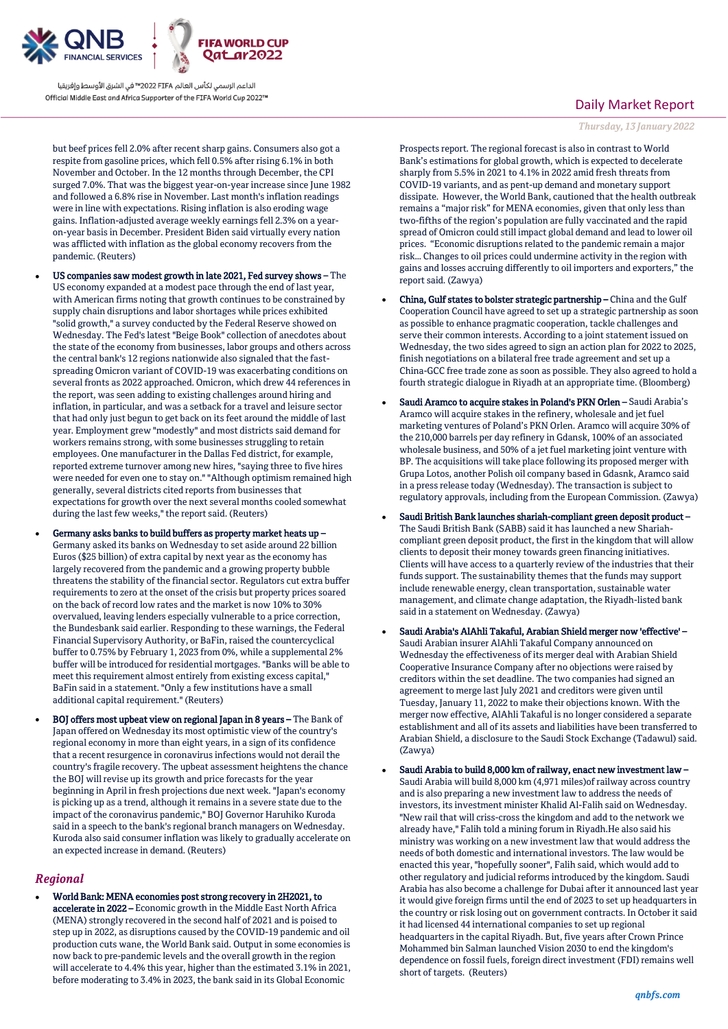but beef prices fell 2.0% after recent sharp gains. Consumers also got a respite from gasoline prices, which fell 0.5% after rising 6.1% in both November and October. In the 12 months through December, the CPI surged 7.0%. That was the biggest year-on-year increase since June 1982 and followed a 6.8% rise in November. Last month's inflation readings were in line with expectations. Rising inflation is also eroding wage gains. Inflation-adjusted average weekly earnings fell 2.3% on a year-on-year basis in December. President Biden said virtually every nation was afflicted with inflation as the global economy recovers from the pandemic. (Reuters)

- **US companies saw modest growth in late 2021, Fed survey shows –** The US economy expanded at a modest pace through the end of last year, with American firms noting that growth continues to be constrained by supply chain disruptions and labor shortages while prices exhibited "solid growth," a survey conducted by the Federal Reserve showed on Wednesday. The Fed's latest "Beige Book" collection of anecdotes about the state of the economy from businesses, labor groups and others across the central bank's 12 regions nationwide also signaled that the fast-spreading Omicron variant of COVID-19 was exacerbating conditions on several fronts as 2022 approached. Omicron, which drew 44 references in the report, was seen adding to existing challenges around hiring and inflation, in particular, and was a setback for a travel and leisure sector that had only just begun to get back on its feet around the middle of last year. Employment grew "modestly" and most districts said demand for workers remains strong, with some businesses struggling to retain employees. One manufacturer in the Dallas Fed district, for example, reported extreme turnover among new hires, "saying three to five hires were needed for even one to stay on." "Although optimism remained high generally, several districts cited reports from businesses that expectations for growth over the next several months cooled somewhat during the last few weeks," the report said. (Reuters)

- **Germany asks banks to build buffers as property market heats up –** Germany asked its banks on Wednesday to set aside around 22 billion Euros ($25 billion) of extra capital by next year as the economy has largely recovered from the pandemic and a growing property bubble threatens the stability of the financial sector. Regulators cut extra buffer requirements to zero at the onset of the crisis but property prices soared on the back of record low rates and the market is now 10% to 30% overvalued, leaving lenders especially vulnerable to a price correction, the Bundesbank said earlier. Responding to these warnings, the Federal Financial Supervisory Authority, or BaFin, raised the countercyclical buffer to 0.75% by February 1, 2023 from 0%, while a supplemental 2% buffer will be introduced for residential mortgages. "Banks will be able to meet this requirement almost entirely from existing excess capital," BaFin said in a statement. "Only a few institutions have a small additional capital requirement." (Reuters)

- **BOJ offers most upbeat view on regional Japan in 8 years –** The Bank of Japan offered on Wednesday its most optimistic view of the country's regional economy in more than eight years, in a sign of its confidence that a recent resurgence in coronavirus infections would not derail the country's fragile recovery. The upbeat assessment heightens the chance the BOJ will revise up its growth and price forecasts for the year beginning in April in fresh projections due next week. "Japan's economy is picking up as a trend, although it remains in a severe state due to the impact of the coronavirus pandemic," BOJ Governor Haruhiko Kuroda said in a speech to the bank's regional branch managers on Wednesday. Kuroda also said consumer inflation was likely to gradually accelerate on an expected increase in demand. (Reuters)

## *Regional*

- **World Bank: MENA economies post strong recovery in 2H2021, to accelerate in 2022 –** Economic growth in the Middle East North Africa (MENA) strongly recovered in the second half of 2021 and is poised to step up in 2022, as disruptions caused by the COVID-19 pandemic and oil production cuts wane, the World Bank said. Output in some economies is now back to pre-pandemic levels and the overall growth in the region will accelerate to 4.4% this year, higher than the estimated 3.1% in 2021, before moderating to 3.4% in 2023, the bank said in its Global Economic Prospects report. The regional forecast is also in contrast to World Bank's estimations for global growth, which is expected to decelerate sharply from 5.5% in 2021 to 4.1% in 2022 amid fresh threats from COVID-19 variants, and as pent-up demand and monetary support dissipate. However, the World Bank, cautioned that the health outbreak remains a "major risk" for MENA economies, given that only less than two-fifths of the region's population are fully vaccinated and the rapid spread of Omicron could still impact global demand and lead to lower oil prices. "Economic disruptions related to the pandemic remain a major risk… Changes to oil prices could undermine activity in the region with gains and losses accruing differently to oil importers and exporters," the report said. (Zawya)

- **China, Gulf states to bolster strategic partnership –** China and the Gulf Cooperation Council have agreed to set up a strategic partnership as soon as possible to enhance pragmatic cooperation, tackle challenges and serve their common interests. According to a joint statement issued on Wednesday, the two sides agreed to sign an action plan for 2022 to 2025, finish negotiations on a bilateral free trade agreement and set up a China-GCC free trade zone as soon as possible. They also agreed to hold a fourth strategic dialogue in Riyadh at an appropriate time. (Bloomberg)

- **Saudi Aramco to acquire stakes in Poland's PKN Orlen –** Saudi Arabia's Aramco will acquire stakes in the refinery, wholesale and jet fuel marketing ventures of Poland's PKN Orlen. Aramco will acquire 30% of the 210,000 barrels per day refinery in Gdansk, 100% of an associated wholesale business, and 50% of a jet fuel marketing joint venture with BP. The acquisitions will take place following its proposed merger with Grupa Lotos, another Polish oil company based in Gdasnk, Aramco said in a press release today (Wednesday). The transaction is subject to regulatory approvals, including from the European Commission. (Zawya)

- **Saudi British Bank launches shariah-compliant green deposit product –** The Saudi British Bank (SABB) said it has launched a new Shariah-compliant green deposit product, the first in the kingdom that will allow clients to deposit their money towards green financing initiatives. Clients will have access to a quarterly review of the industries that their funds support. The sustainability themes that the funds may support include renewable energy, clean transportation, sustainable water management, and climate change adaptation, the Riyadh-listed bank said in a statement on Wednesday. (Zawya)

- **Saudi Arabia's AlAhli Takaful, Arabian Shield merger now 'effective' –** Saudi Arabian insurer AlAhli Takaful Company announced on Wednesday the effectiveness of its merger deal with Arabian Shield Cooperative Insurance Company after no objections were raised by creditors within the set deadline. The two companies had signed an agreement to merge last July 2021 and creditors were given until Tuesday, January 11, 2022 to make their objections known. With the merger now effective, AlAhli Takaful is no longer considered a separate establishment and all of its assets and liabilities have been transferred to Arabian Shield, a disclosure to the Saudi Stock Exchange (Tadawul) said. (Zawya)

- **Saudi Arabia to build 8,000 km of railway, enact new investment law –** Saudi Arabia will build 8,000 km (4,971 miles)of railway across country and is also preparing a new investment law to address the needs of investors, its investment minister Khalid Al-Falih said on Wednesday. "New rail that will criss-cross the kingdom and add to the network we already have," Falih told a mining forum in Riyadh.He also said his ministry was working on a new investment law that would address the needs of both domestic and international investors. The law would be enacted this year, "hopefully sooner", Falih said, which would add to other regulatory and judicial reforms introduced by the kingdom. Saudi Arabia has also become a challenge for Dubai after it announced last year it would give foreign firms until the end of 2023 to set up headquarters in the country or risk losing out on government contracts. In October it said it had licensed 44 international companies to set up regional headquarters in the capital Riyadh. But, five years after Crown Prince Mohammed bin Salman launched Vision 2030 to end the kingdom's dependence on fossil fuels, foreign direct investment (FDI) remains well short of targets. (Reuters)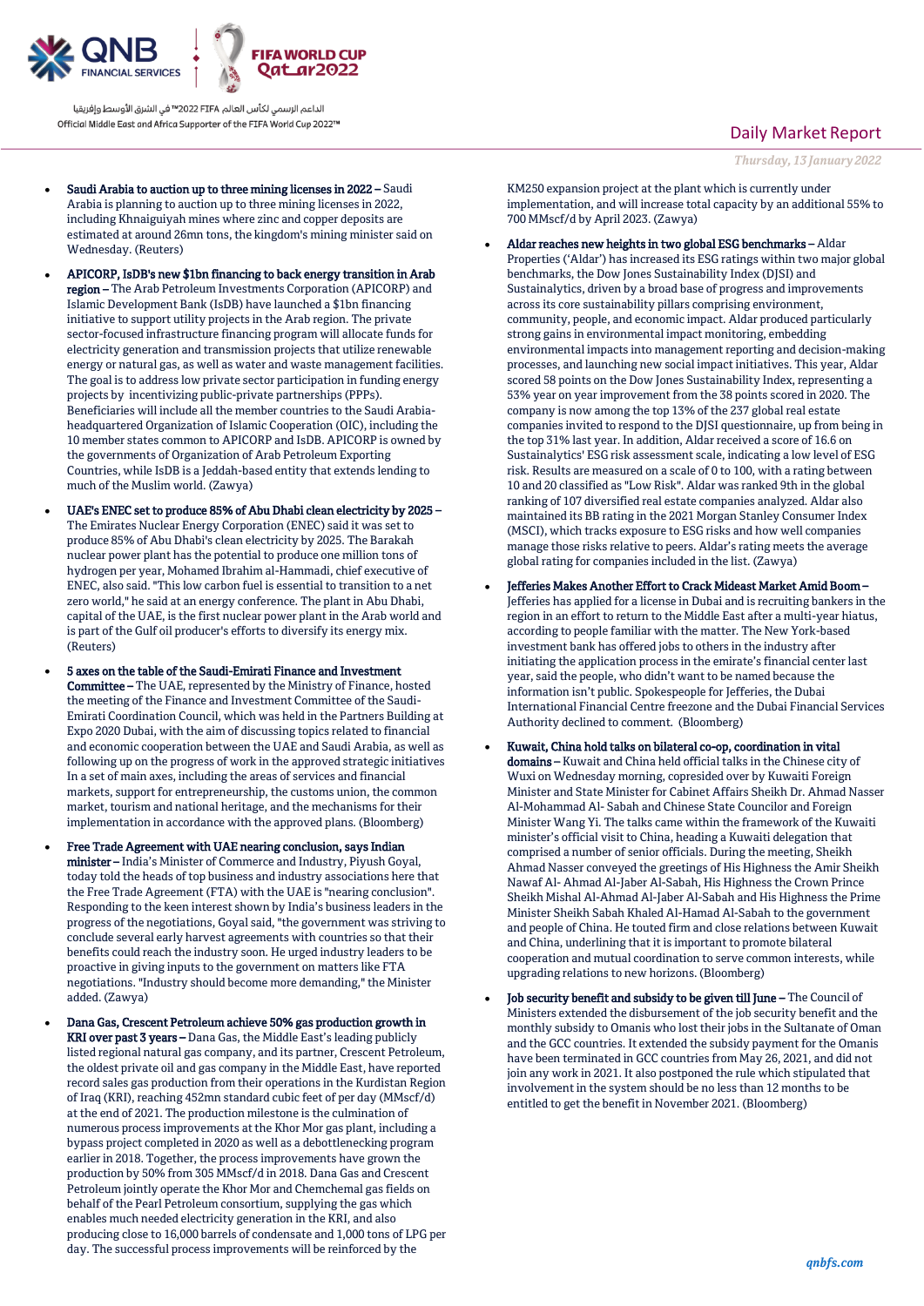- **Saudi Arabia to auction up to three mining licenses in 2022 –** Saudi Arabia is planning to auction up to three mining licenses in 2022, including Khnaiguiyah mines where zinc and copper deposits are estimated at around 26mn tons, the kingdom's mining minister said on Wednesday. (Reuters)

- **APICORP, IsDB's new $1bn financing to back energy transition in Arab region –** The Arab Petroleum Investments Corporation (APICORP) and Islamic Development Bank (IsDB) have launched a $1bn financing initiative to support utility projects in the Arab region. The private sector-focused infrastructure financing program will allocate funds for electricity generation and transmission projects that utilize renewable energy or natural gas, as well as water and waste management facilities. The goal is to address low private sector participation in funding energy projects by incentivizing public-private partnerships (PPPs). Beneficiaries will include all the member countries to the Saudi Arabia-headquartered Organization of Islamic Cooperation (OIC), including the 10 member states common to APICORP and IsDB. APICORP is owned by the governments of Organization of Arab Petroleum Exporting Countries, while IsDB is a Jeddah-based entity that extends lending to much of the Muslim world. (Zawya)

- **UAE's ENEC set to produce 85% of Abu Dhabi clean electricity by 2025 –** The Emirates Nuclear Energy Corporation (ENEC) said it was set to produce 85% of Abu Dhabi's clean electricity by 2025. The Barakah nuclear power plant has the potential to produce one million tons of hydrogen per year, Mohamed Ibrahim al-Hammadi, chief executive of ENEC, also said. "This low carbon fuel is essential to transition to a net zero world," he said at an energy conference. The plant in Abu Dhabi, capital of the UAE, is the first nuclear power plant in the Arab world and is part of the Gulf oil producer's efforts to diversify its energy mix. (Reuters)

- **5 axes on the table of the Saudi-Emirati Finance and Investment Committee –** The UAE, represented by the Ministry of Finance, hosted the meeting of the Finance and Investment Committee of the Saudi-Emirati Coordination Council, which was held in the Partners Building at Expo 2020 Dubai, with the aim of discussing topics related to financial and economic cooperation between the UAE and Saudi Arabia, as well as following up on the progress of work in the approved strategic initiatives In a set of main axes, including the areas of services and financial markets, support for entrepreneurship, the customs union, the common market, tourism and national heritage, and the mechanisms for their implementation in accordance with the approved plans. (Bloomberg)

- **Free Trade Agreement with UAE nearing conclusion, says Indian minister –** India's Minister of Commerce and Industry, Piyush Goyal, today told the heads of top business and industry associations here that the Free Trade Agreement (FTA) with the UAE is "nearing conclusion". Responding to the keen interest shown by India's business leaders in the progress of the negotiations, Goyal said, "the government was striving to conclude several early harvest agreements with countries so that their benefits could reach the industry soon. He urged industry leaders to be proactive in giving inputs to the government on matters like FTA negotiations. "Industry should become more demanding," the Minister added. (Zawya)

- **Dana Gas, Crescent Petroleum achieve 50% gas production growth in KRI over past 3 years –** Dana Gas, the Middle East's leading publicly listed regional natural gas company, and its partner, Crescent Petroleum, the oldest private oil and gas company in the Middle East, have reported record sales gas production from their operations in the Kurdistan Region of Iraq (KRI), reaching 452mn standard cubic feet of per day (MMscf/d) at the end of 2021. The production milestone is the culmination of numerous process improvements at the Khor Mor gas plant, including a bypass project completed in 2020 as well as a debottlenecking program earlier in 2018. Together, the process improvements have grown the production by 50% from 305 MMscf/d in 2018. Dana Gas and Crescent Petroleum jointly operate the Khor Mor and Chemchemal gas fields on behalf of the Pearl Petroleum consortium, supplying the gas which enables much needed electricity generation in the KRI, and also producing close to 16,000 barrels of condensate and 1,000 tons of LPG per day. The successful process improvements will be reinforced by the KM250 expansion project at the plant which is currently under implementation, and will increase total capacity by an additional 55% to 700 MMscf/d by April 2023. (Zawya)

- **Aldar reaches new heights in two global ESG benchmarks –** Aldar Properties ('Aldar') has increased its ESG ratings within two major global benchmarks, the Dow Jones Sustainability Index (DJSI) and Sustainalytics, driven by a broad base of progress and improvements across its core sustainability pillars comprising environment, community, people, and economic impact. Aldar produced particularly strong gains in environmental impact monitoring, embedding environmental impacts into management reporting and decision-making processes, and launching new social impact initiatives. This year, Aldar scored 58 points on the Dow Jones Sustainability Index, representing a 53% year on year improvement from the 38 points scored in 2020. The company is now among the top 13% of the 237 global real estate companies invited to respond to the DJSI questionnaire, up from being in the top 31% last year. In addition, Aldar received a score of 16.6 on Sustainalytics' ESG risk assessment scale, indicating a low level of ESG risk. Results are measured on a scale of 0 to 100, with a rating between 10 and 20 classified as "Low Risk". Aldar was ranked 9th in the global ranking of 107 diversified real estate companies analyzed. Aldar also maintained its BB rating in the 2021 Morgan Stanley Consumer Index (MSCI), which tracks exposure to ESG risks and how well companies manage those risks relative to peers. Aldar's rating meets the average global rating for companies included in the list. (Zawya)

- **Jefferies Makes Another Effort to Crack Mideast Market Amid Boom –** Jefferies has applied for a license in Dubai and is recruiting bankers in the region in an effort to return to the Middle East after a multi-year hiatus, according to people familiar with the matter. The New York-based investment bank has offered jobs to others in the industry after initiating the application process in the emirate's financial center last year, said the people, who didn't want to be named because the information isn't public. Spokespeople for Jefferies, the Dubai International Financial Centre freezone and the Dubai Financial Services Authority declined to comment. (Bloomberg)

- **Kuwait, China hold talks on bilateral co-op, coordination in vital domains –** Kuwait and China held official talks in the Chinese city of Wuxi on Wednesday morning, copresided over by Kuwaiti Foreign Minister and State Minister for Cabinet Affairs Sheikh Dr. Ahmad Nasser Al-Mohammad Al- Sabah and Chinese State Councilor and Foreign Minister Wang Yi. The talks came within the framework of the Kuwaiti minister's official visit to China, heading a Kuwaiti delegation that comprised a number of senior officials. During the meeting, Sheikh Ahmad Nasser conveyed the greetings of His Highness the Amir Sheikh Nawaf Al- Ahmad Al-Jaber Al-Sabah, His Highness the Crown Prince Sheikh Mishal Al-Ahmad Al-Jaber Al-Sabah and His Highness the Prime Minister Sheikh Sabah Khaled Al-Hamad Al-Sabah to the government and people of China. He touted firm and close relations between Kuwait and China, underlining that it is important to promote bilateral cooperation and mutual coordination to serve common interests, while upgrading relations to new horizons. (Bloomberg)

- **Job security benefit and subsidy to be given till June –** The Council of Ministers extended the disbursement of the job security benefit and the monthly subsidy to Omanis who lost their jobs in the Sultanate of Oman and the GCC countries. It extended the subsidy payment for the Omanis have been terminated in GCC countries from May 26, 2021, and did not join any work in 2021. It also postponed the rule which stipulated that involvement in the system should be no less than 12 months to be entitled to get the benefit in November 2021. (Bloomberg)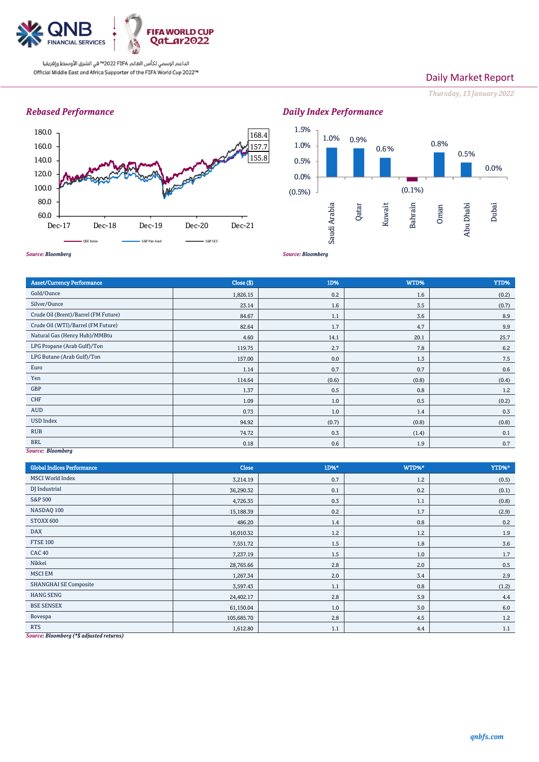## Rebased Performance

Source: Bloomberg

## Daily Index Performance

Source: Bloomberg

| Asset/Currency Performance | Close ($) | 1D% | WTD% | YTD% |
|---|---|---|---|---|
| Gold/Ounce | 1,826.15 | 0.2 | 1.6 | (0.2) |
| Silver/Ounce | 23.14 | 1.6 | 3.5 | (0.7) |
| Crude Oil (Brent)/Barrel (FM Future) | 84.67 | 1.1 | 3.6 | 8.9 |
| Crude Oil (WTI)/Barrel (FM Future) | 82.64 | 1.7 | 4.7 | 9.9 |
| Natural Gas (Henry Hub)/MMBtu | 4.60 | 14.1 | 20.1 | 25.7 |
| LPG Propane (Arab Gulf)/Ton | 119.75 | 2.7 | 7.8 | 6.2 |
| LPG Butane (Arab Gulf)/Ton | 157.00 | 0.0 | 1.3 | 7.5 |
| Euro | 1.14 | 0.7 | 0.7 | 0.6 |
| Yen | 114.64 | (0.6) | (0.8) | (0.4) |
| GBP | 1.37 | 0.5 | 0.8 | 1.2 |
| CHF | 1.09 | 1.0 | 0.5 | (0.2) |
| AUD | 0.73 | 1.0 | 1.4 | 0.3 |
| USD Index | 94.92 | (0.7) | (0.8) | (0.8) |
| RUB | 74.72 | 0.3 | (1.4) | 0.1 |
| BRL | 0.18 | 0.6 | 1.9 | 0.7 |

Source: Bloomberg

| Global Indices Performance | Close | 1D%* | WTD%* | YTD%* |
|---|---|---|---|---|
| MSCI World Index | 3,214.19 | 0.7 | 1.2 | (0.5) |
| DJ Industrial | 36,290.32 | 0.1 | 0.2 | (0.1) |
| S&P 500 | 4,726.35 | 0.3 | 1.1 | (0.8) |
| NASDAQ 100 | 15,188.39 | 0.2 | 1.7 | (2.9) |
| STOXX 600 | 486.20 | 1.4 | 0.8 | 0.2 |
| DAX | 16,010.32 | 1.2 | 1.2 | 1.9 |
| FTSE 100 | 7,551.72 | 1.5 | 1.8 | 3.6 |
| CAC 40 | 7,237.19 | 1.5 | 1.0 | 1.7 |
| Nikkei | 28,765.66 | 2.8 | 2.0 | 0.5 |
| MSCI EM | 1,267.34 | 2.0 | 3.4 | 2.9 |
| SHANGHAI SE Composite | 3,597.43 | 1.1 | 0.8 | (1.2) |
| HANG SENG | 24,402.17 | 2.8 | 3.9 | 4.4 |
| BSE SENSEX | 61,150.04 | 1.0 | 3.0 | 6.0 |
| Bovespa | 105,685.70 | 2.8 | 4.5 | 1.2 |
| RTS | 1,612.80 | 1.1 | 4.4 | 1.1 |

Source: Bloomberg (*$ adjusted returns)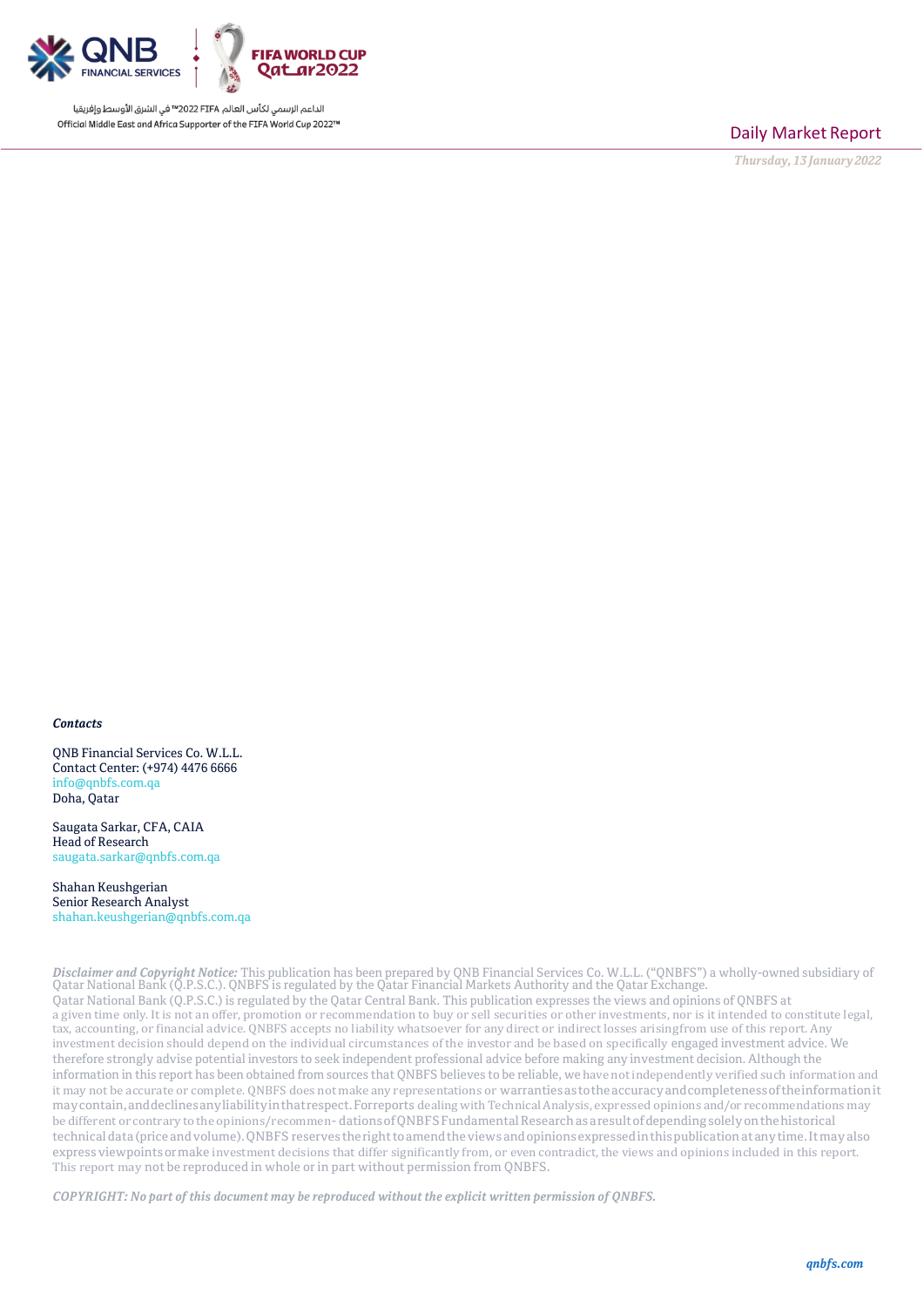Daily Market Report

*Thursday, 13 January 2022*

***Contacts***

QNB Financial Services Co. W.L.L.
Contact Center: (+974) 4476 6666
info@qnbfs.com.qa
Doha, Qatar

Saugata Sarkar, CFA, CAIA
Head of Research
saugata.sarkar@qnbfs.com.qa

Shahan Keushgerian
Senior Research Analyst
shahan.keushgerian@qnbfs.com.qa

***Disclaimer and Copyright Notice:*** This publication has been prepared by QNB Financial Services Co. W.L.L. ("QNBFS") a wholly-owned subsidiary of Qatar National Bank (Q.P.S.C.). QNBFS is regulated by the Qatar Financial Markets Authority and the Qatar Exchange. Qatar National Bank (Q.P.S.C.) is regulated by the Qatar Central Bank. This publication expresses the views and opinions of QNBFS at a given time only. It is not an offer, promotion or recommendation to buy or sell securities or other investments, nor is it intended to constitute legal, tax, accounting, or financial advice. QNBFS accepts no liability whatsoever for any direct or indirect losses arising from use of this report. Any investment decision should depend on the individual circumstances of the investor and be based on specifically engaged investment advice. We therefore strongly advise potential investors to seek independent professional advice before making any investment decision. Although the information in this report has been obtained from sources that QNBFS believes to be reliable, we have not independently verified such information and it may not be accurate or complete. QNBFS does not make any representations or warranties as to the accuracy and completeness of the information it may contain, and declines any liability in that respect. For reports dealing with Technical Analysis, expressed opinions and/or recommendations may be different or contrary to the opinions/recommen- dations of QNBFS Fundamental Research as a result of depending solely on the historical technical data (price and volume). QNBFS reserves the right to amend the views and opinions expressed in this publication at any time. It may also express viewpoints or make investment decisions that differ significantly from, or even contradict, the views and opinions included in this report. This report may not be reproduced in whole or in part without permission from QNBFS.

*COPYRIGHT: No part of this document may be reproduced without the explicit written permission of QNBFS.*